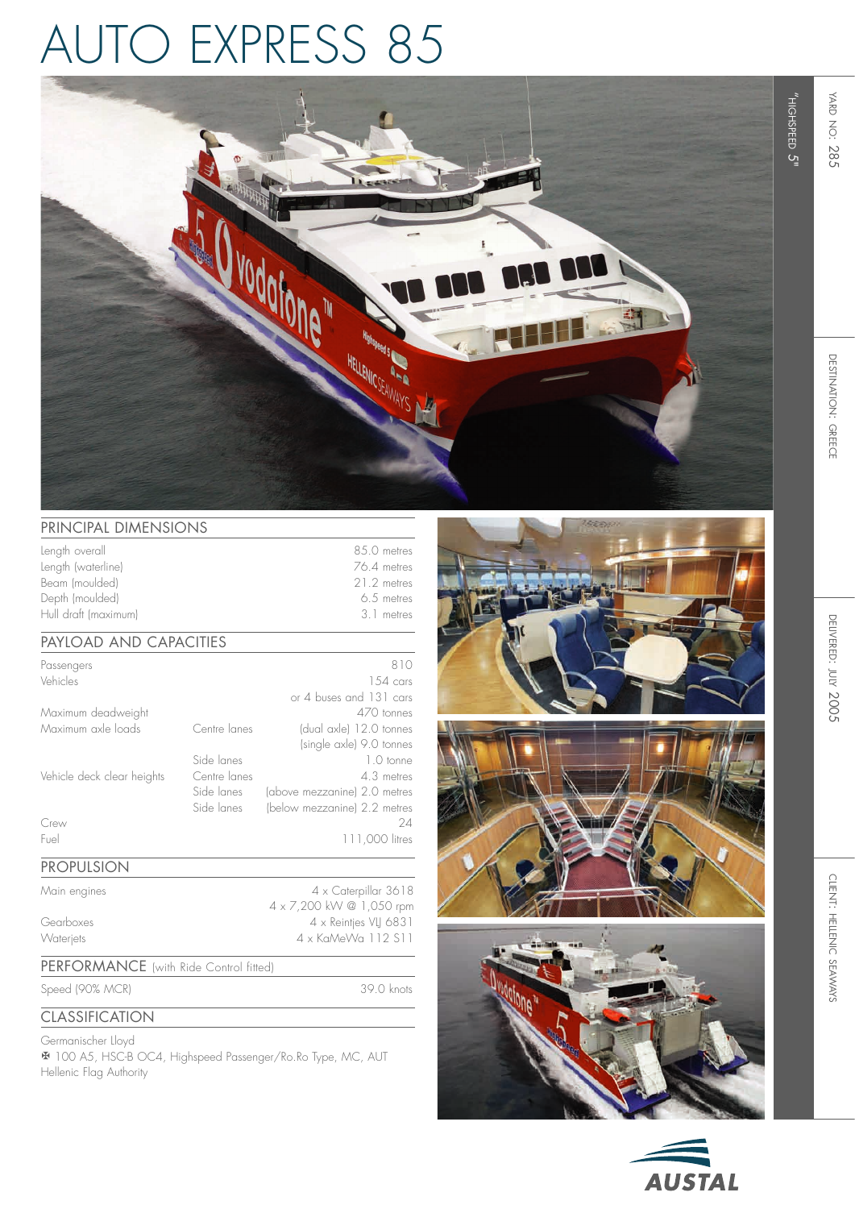# AUTO EXPRESS 85

"HIGHSPEED 5"

YARD NO: 285

DESTINATION: GREECE

DELIVERED: JULY 2005

CLIENT: HELLENIC SEAWAYS

## PRINCIPAL DIMENSIONS

| | |
|---|---|
| Length overall | 85.0 metres |
| Length (waterline) | 76.4 metres |
| Beam (moulded) | 21.2 metres |
| Depth (moulded) | 6.5 metres |
| Hull draft (maximum) | 3.1 metres |

## PAYLOAD AND CAPACITIES

| | | |
|---|---|---|
| Passengers | | 810 |
| Vehicles | | 154 cars |
| | | or 4 buses and 131 cars |
| Maximum deadweight | | 470 tonnes |
| Maximum axle loads | Centre lanes | (dual axle) 12.0 tonnes |
| | | (single axle) 9.0 tonnes |
| | Side lanes | 1.0 tonne |
| Vehicle deck clear heights | Centre lanes | 4.3 metres |
| | Side lanes | (above mezzanine) 2.0 metres |
| | Side lanes | (below mezzanine) 2.2 metres |
| Crew | | 24 |
| Fuel | | 111,000 litres |

## PROPULSION

| | |
|---|---|
| Main engines | 4 x Caterpillar 3618 |
| | 4 x 7,200 kW @ 1,050 rpm |
| Gearboxes | 4 x Reintjes VLJ 6831 |
| Waterjets | 4 x KaMeWa 112 S11 |

## PERFORMANCE (with Ride Control fitted)

| | |
|---|---|
| Speed (90% MCR) | 39.0 knots |

## CLASSIFICATION

Germanischer Lloyd

✠ 100 A5, HSC-B OC4, Highspeed Passenger/Ro.Ro Type, MC, AUT

Hellenic Flag Authority

AUSTAL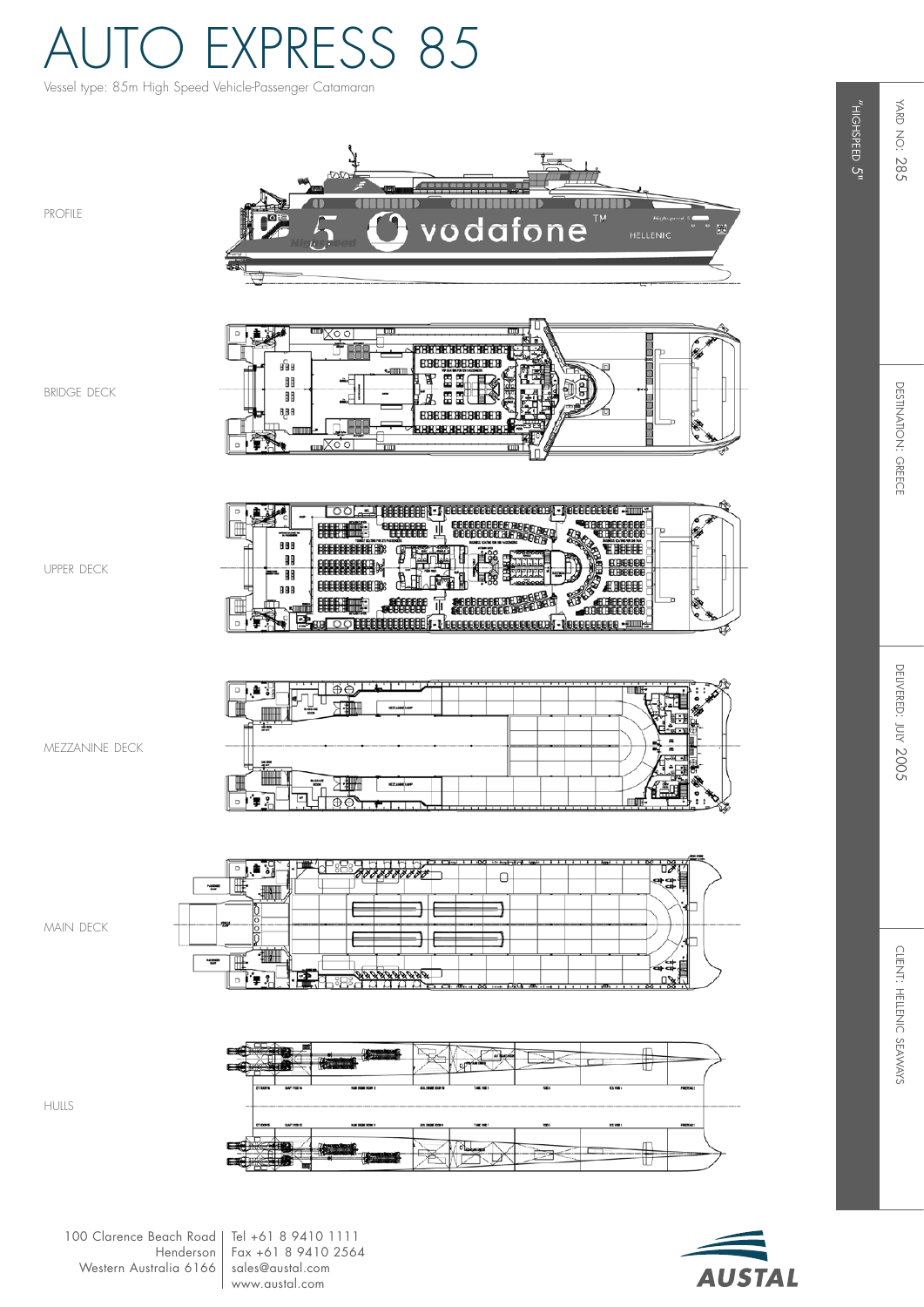# AUTO EXPRESS 85

Vessel type: 85m High Speed Vehicle-Passenger Catamaran

PROFILE

BRIDGE DECK

UPPER DECK

MEZZANINE DECK

MAIN DECK

HULLS

"HIGHSPEED 5"

YARD NO: 285

DESTINATION: GREECE

DELIVERED: JULY 2005

CLIENT: HELLENIC SEAWAYS

100 Clarence Beach Road
Henderson
Western Australia 6166

Tel +61 8 9410 1111
Fax +61 8 9410 2564
sales@austal.com
www.austal.com

AUSTAL